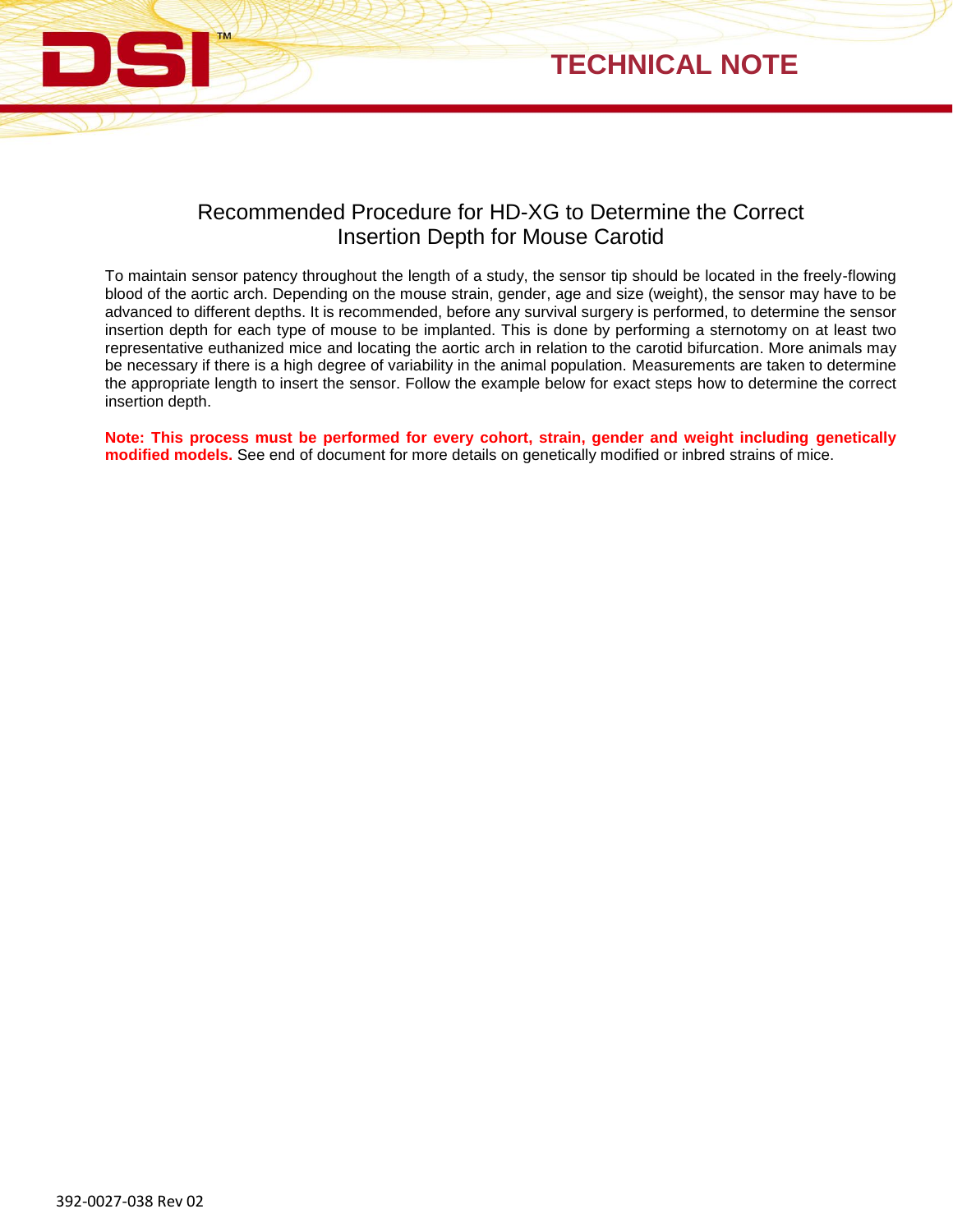# TECHNICAL NOTE

## Recommended Procedure for HD-XG to Determine the Correct Insertion Depth for Mouse Carotid

To maintain sensor patency throughout the length of a study, the sensor tip should be located in the freely-flowing blood of the aortic arch. Depending on the mouse strain, gender, age and size (weight), the sensor may have to be advanced to different depths. It is recommended, before any survival surgery is performed, to determine the sensor insertion depth for each type of mouse to be implanted. This is done by performing a sternotomy on at least two representative euthanized mice and locating the aortic arch in relation to the carotid bifurcation. More animals may be necessary if there is a high degree of variability in the animal population. Measurements are taken to determine the appropriate length to insert the sensor. Follow the example below for exact steps how to determine the correct insertion depth.

**Note: This process must be performed for every cohort, strain, gender and weight including genetically modified models.** See end of document for more details on genetically modified or inbred strains of mice.

392-0027-038 Rev 02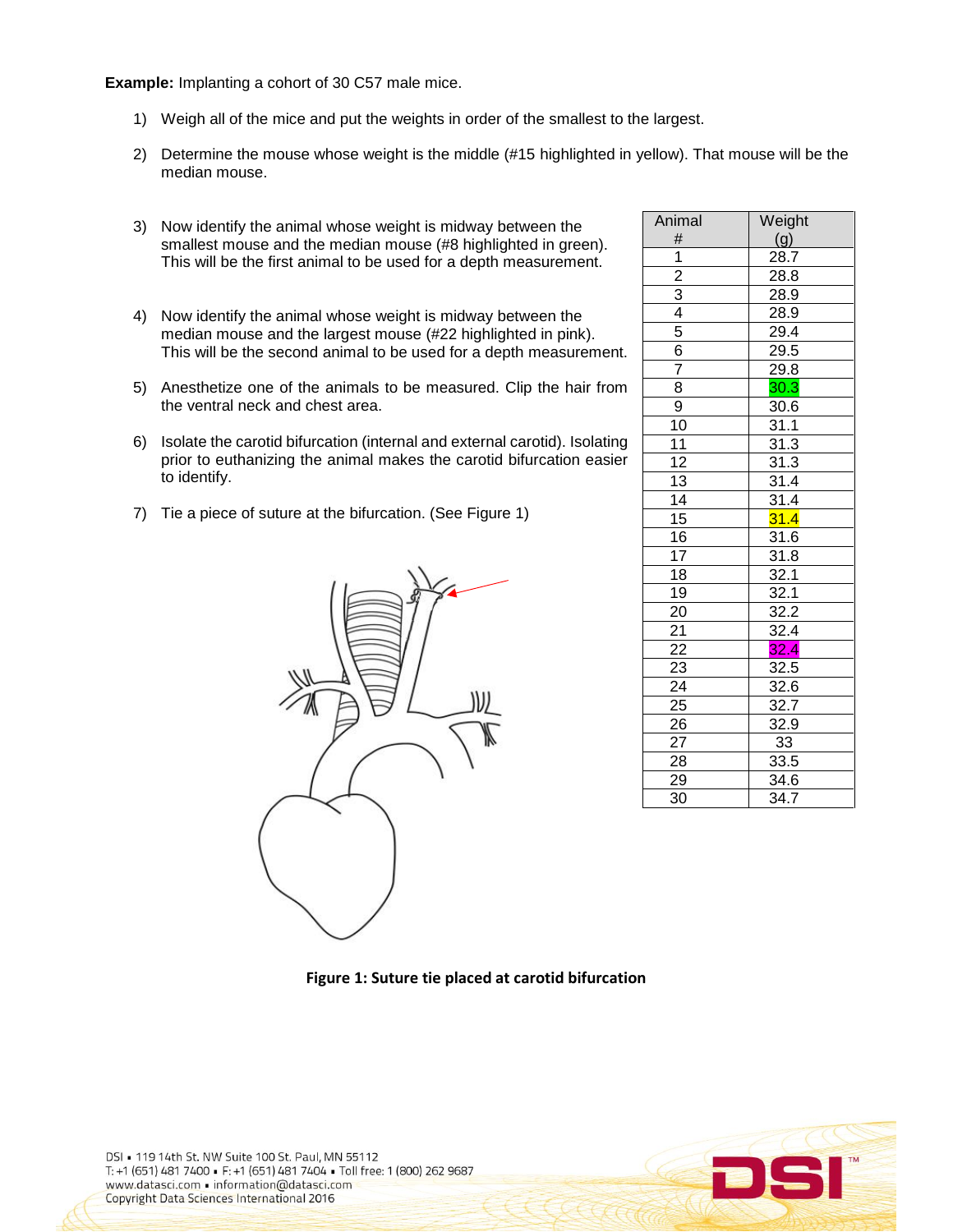**Example:** Implanting a cohort of 30 C57 male mice.

1) Weigh all of the mice and put the weights in order of the smallest to the largest.

2) Determine the mouse whose weight is the middle (#15 highlighted in yellow). That mouse will be the median mouse.

3) Now identify the animal whose weight is midway between the smallest mouse and the median mouse (#8 highlighted in green). This will be the first animal to be used for a depth measurement.

4) Now identify the animal whose weight is midway between the median mouse and the largest mouse (#22 highlighted in pink). This will be the second animal to be used for a depth measurement.

5) Anesthetize one of the animals to be measured. Clip the hair from the ventral neck and chest area.

6) Isolate the carotid bifurcation (internal and external carotid). Isolating prior to euthanizing the animal makes the carotid bifurcation easier to identify.

7) Tie a piece of suture at the bifurcation. (See Figure 1)

| Animal # | Weight (g) |
|---|---|
| 1 | 28.7 |
| 2 | 28.8 |
| 3 | 28.9 |
| 4 | 28.9 |
| 5 | 29.4 |
| 6 | 29.5 |
| 7 | 29.8 |
| 8 | 30.3 |
| 9 | 30.6 |
| 10 | 31.1 |
| 11 | 31.3 |
| 12 | 31.3 |
| 13 | 31.4 |
| 14 | 31.4 |
| 15 | 31.4 |
| 16 | 31.6 |
| 17 | 31.8 |
| 18 | 32.1 |
| 19 | 32.1 |
| 20 | 32.2 |
| 21 | 32.4 |
| 22 | 32.4 |
| 23 | 32.5 |
| 24 | 32.6 |
| 25 | 32.7 |
| 26 | 32.9 |
| 27 | 33 |
| 28 | 33.5 |
| 29 | 34.6 |
| 30 | 34.7 |

**Figure 1: Suture tie placed at carotid bifurcation**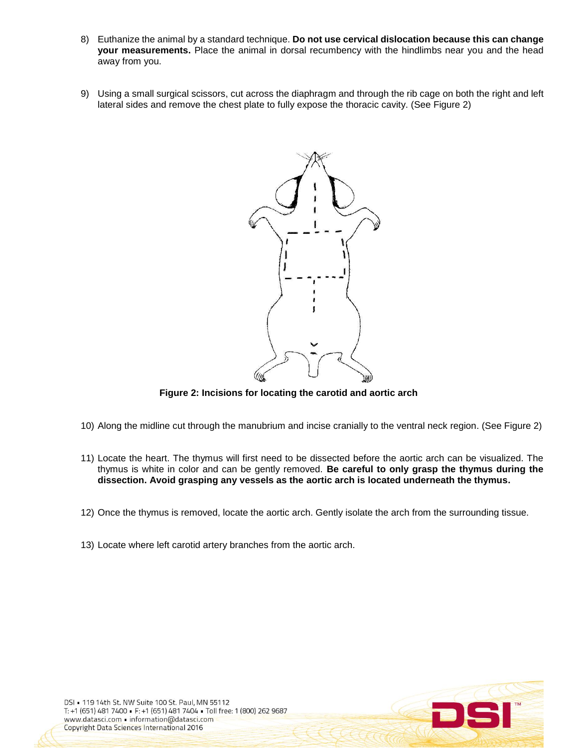8) Euthanize the animal by a standard technique. **Do not use cervical dislocation because this can change your measurements.** Place the animal in dorsal recumbency with the hindlimbs near you and the head away from you.

9) Using a small surgical scissors, cut across the diaphragm and through the rib cage on both the right and left lateral sides and remove the chest plate to fully expose the thoracic cavity. (See Figure 2)

**Figure 2: Incisions for locating the carotid and aortic arch**

10) Along the midline cut through the manubrium and incise cranially to the ventral neck region. (See Figure 2)

11) Locate the heart. The thymus will first need to be dissected before the aortic arch can be visualized. The thymus is white in color and can be gently removed. **Be careful to only grasp the thymus during the dissection. Avoid grasping any vessels as the aortic arch is located underneath the thymus.**

12) Once the thymus is removed, locate the aortic arch. Gently isolate the arch from the surrounding tissue.

13) Locate where left carotid artery branches from the aortic arch.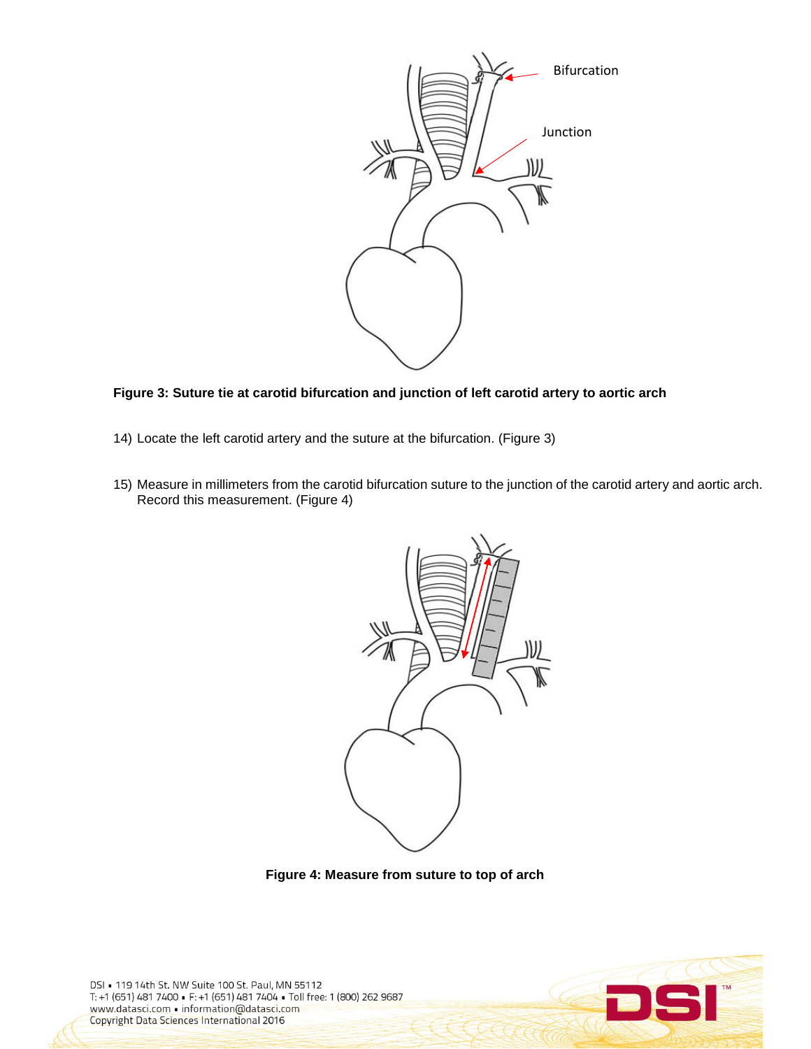**Figure 3: Suture tie at carotid bifurcation and junction of left carotid artery to aortic arch**

14) Locate the left carotid artery and the suture at the bifurcation. (Figure 3)

15) Measure in millimeters from the carotid bifurcation suture to the junction of the carotid artery and aortic arch. Record this measurement. (Figure 4)

**Figure 4: Measure from suture to top of arch**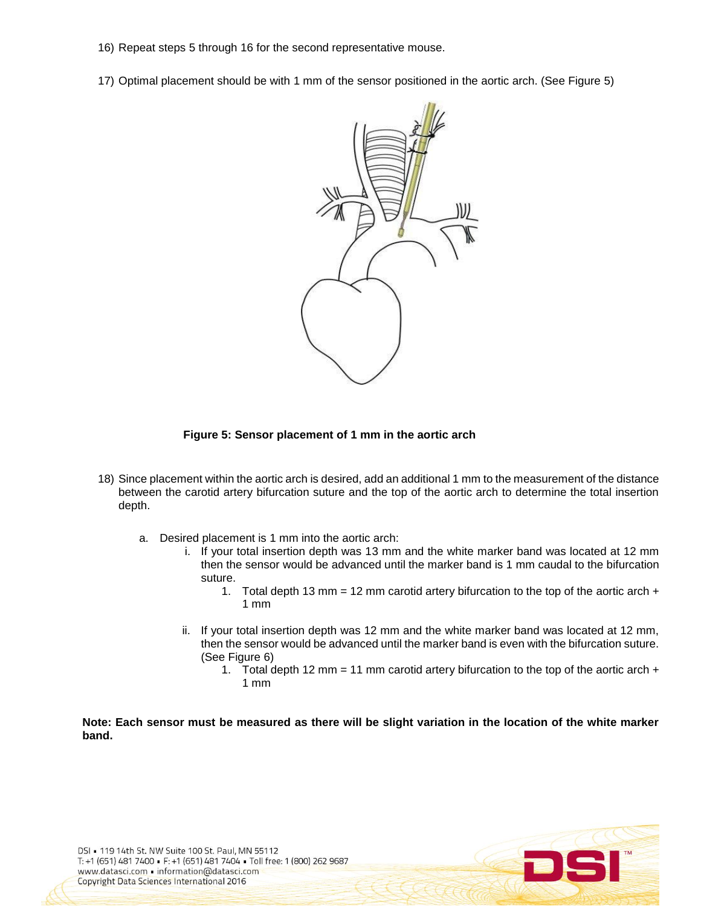16) Repeat steps 5 through 16 for the second representative mouse.

17) Optimal placement should be with 1 mm of the sensor positioned in the aortic arch. (See Figure 5)

**Figure 5: Sensor placement of 1 mm in the aortic arch**

18) Since placement within the aortic arch is desired, add an additional 1 mm to the measurement of the distance between the carotid artery bifurcation suture and the top of the aortic arch to determine the total insertion depth.

    a. Desired placement is 1 mm into the aortic arch:

        i. If your total insertion depth was 13 mm and the white marker band was located at 12 mm then the sensor would be advanced until the marker band is 1 mm caudal to the bifurcation suture.

            1. Total depth 13 mm = 12 mm carotid artery bifurcation to the top of the aortic arch + 1 mm

        ii. If your total insertion depth was 12 mm and the white marker band was located at 12 mm, then the sensor would be advanced until the marker band is even with the bifurcation suture. (See Figure 6)

            1. Total depth 12 mm = 11 mm carotid artery bifurcation to the top of the aortic arch + 1 mm

**Note: Each sensor must be measured as there will be slight variation in the location of the white marker band.**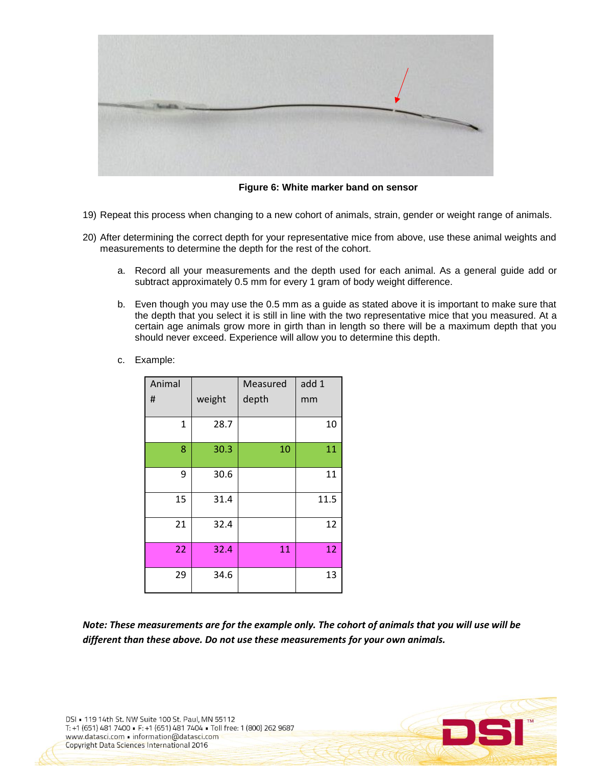Figure 6: White marker band on sensor

19) Repeat this process when changing to a new cohort of animals, strain, gender or weight range of animals.

20) After determining the correct depth for your representative mice from above, use these animal weights and measurements to determine the depth for the rest of the cohort.

    a. Record all your measurements and the depth used for each animal. As a general guide add or subtract approximately 0.5 mm for every 1 gram of body weight difference.

    b. Even though you may use the 0.5 mm as a guide as stated above it is important to make sure that the depth that you select it is still in line with the two representative mice that you measured. At a certain age animals grow more in girth than in length so there will be a maximum depth that you should never exceed. Experience will allow you to determine this depth.

    c. Example:

| Animal # | weight | Measured depth | add 1 mm |
|---|---|---|---|
| 1 | 28.7 | | 10 |
| 8 | 30.3 | 10 | 11 |
| 9 | 30.6 | | 11 |
| 15 | 31.4 | | 11.5 |
| 21 | 32.4 | | 12 |
| 22 | 32.4 | 11 | 12 |
| 29 | 34.6 | | 13 |

***Note: These measurements are for the example only. The cohort of animals that you will use will be different than these above. Do not use these measurements for your own animals.***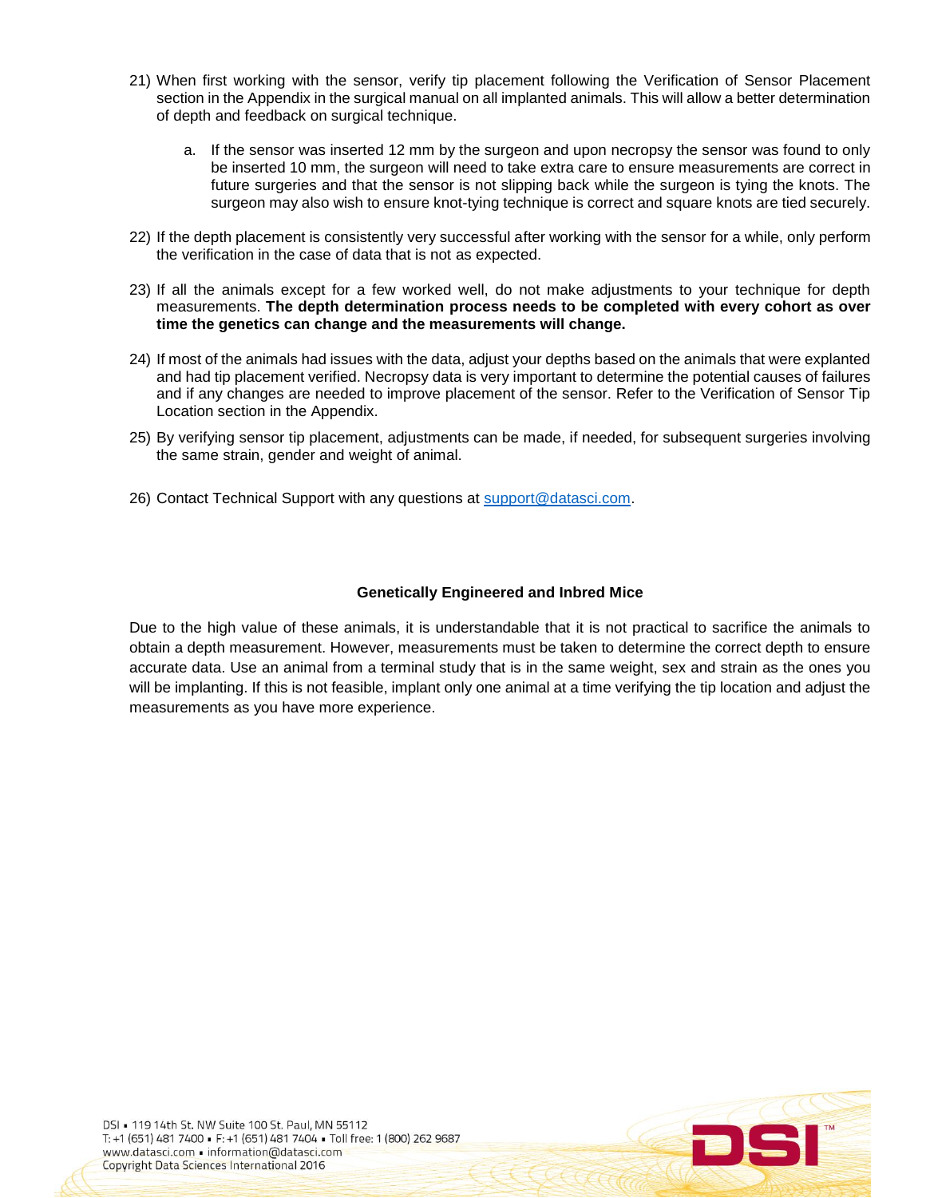21) When first working with the sensor, verify tip placement following the Verification of Sensor Placement section in the Appendix in the surgical manual on all implanted animals. This will allow a better determination of depth and feedback on surgical technique.

    a. If the sensor was inserted 12 mm by the surgeon and upon necropsy the sensor was found to only be inserted 10 mm, the surgeon will need to take extra care to ensure measurements are correct in future surgeries and that the sensor is not slipping back while the surgeon is tying the knots. The surgeon may also wish to ensure knot-tying technique is correct and square knots are tied securely.

22) If the depth placement is consistently very successful after working with the sensor for a while, only perform the verification in the case of data that is not as expected.

23) If all the animals except for a few worked well, do not make adjustments to your technique for depth measurements. **The depth determination process needs to be completed with every cohort as over time the genetics can change and the measurements will change.**

24) If most of the animals had issues with the data, adjust your depths based on the animals that were explanted and had tip placement verified. Necropsy data is very important to determine the potential causes of failures and if any changes are needed to improve placement of the sensor. Refer to the Verification of Sensor Tip Location section in the Appendix.

25) By verifying sensor tip placement, adjustments can be made, if needed, for subsequent surgeries involving the same strain, gender and weight of animal.

26) Contact Technical Support with any questions at support@datasci.com.

### Genetically Engineered and Inbred Mice

Due to the high value of these animals, it is understandable that it is not practical to sacrifice the animals to obtain a depth measurement. However, measurements must be taken to determine the correct depth to ensure accurate data. Use an animal from a terminal study that is in the same weight, sex and strain as the ones you will be implanting. If this is not feasible, implant only one animal at a time verifying the tip location and adjust the measurements as you have more experience.